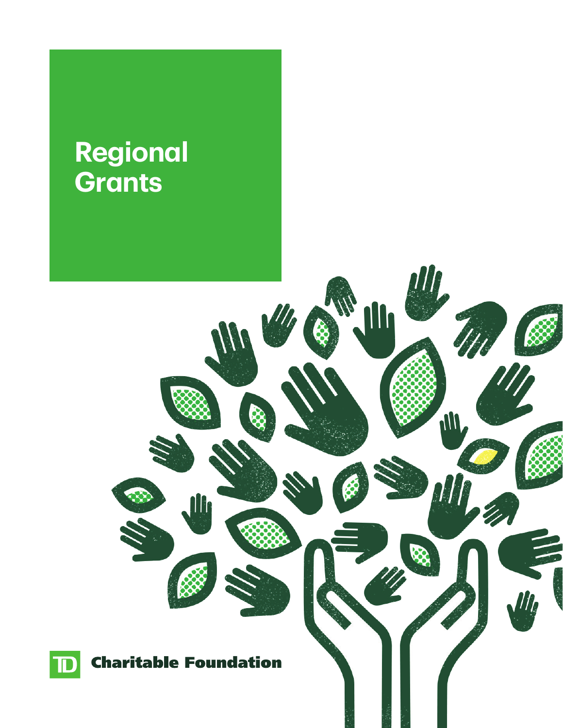# Regional Grants

TD Charitable Foundation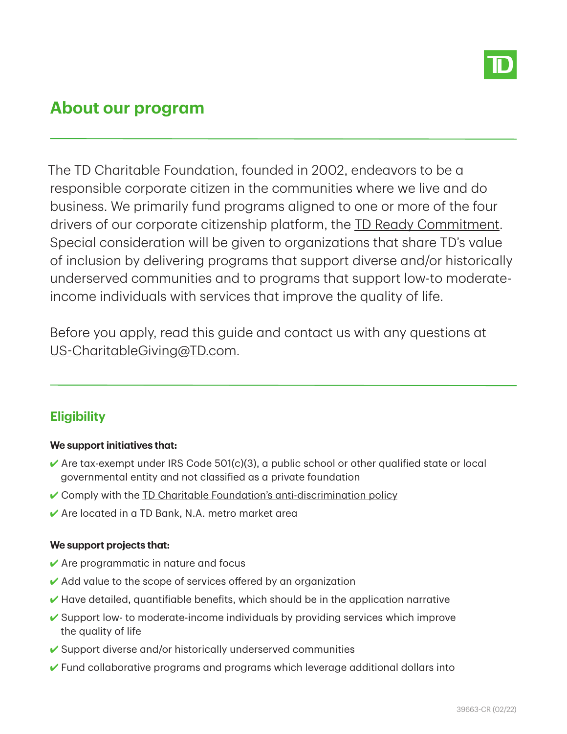## About our program

The TD Charitable Foundation, founded in 2002, endeavors to be a responsible corporate citizen in the communities where we live and do business. We primarily fund programs aligned to one or more of the four drivers of our corporate citizenship platform, the TD Ready Commitment. Special consideration will be given to organizations that share TD's value of inclusion by delivering programs that support diverse and/or historically underserved communities and to programs that support low-to moderate-income individuals with services that improve the quality of life.

Before you apply, read this guide and contact us with any questions at US-CharitableGiving@TD.com.

### Eligibility

**We support initiatives that:**

- ✔ Are tax-exempt under IRS Code 501(c)(3), a public school or other qualified state or local governmental entity and not classified as a private foundation
- ✔ Comply with the TD Charitable Foundation's anti-discrimination policy
- ✔ Are located in a TD Bank, N.A. metro market area

**We support projects that:**

- ✔ Are programmatic in nature and focus
- ✔ Add value to the scope of services offered by an organization
- ✔ Have detailed, quantifiable benefits, which should be in the application narrative
- ✔ Support low- to moderate-income individuals by providing services which improve the quality of life
- ✔ Support diverse and/or historically underserved communities
- ✔ Fund collaborative programs and programs which leverage additional dollars into

39663-CR (02/22)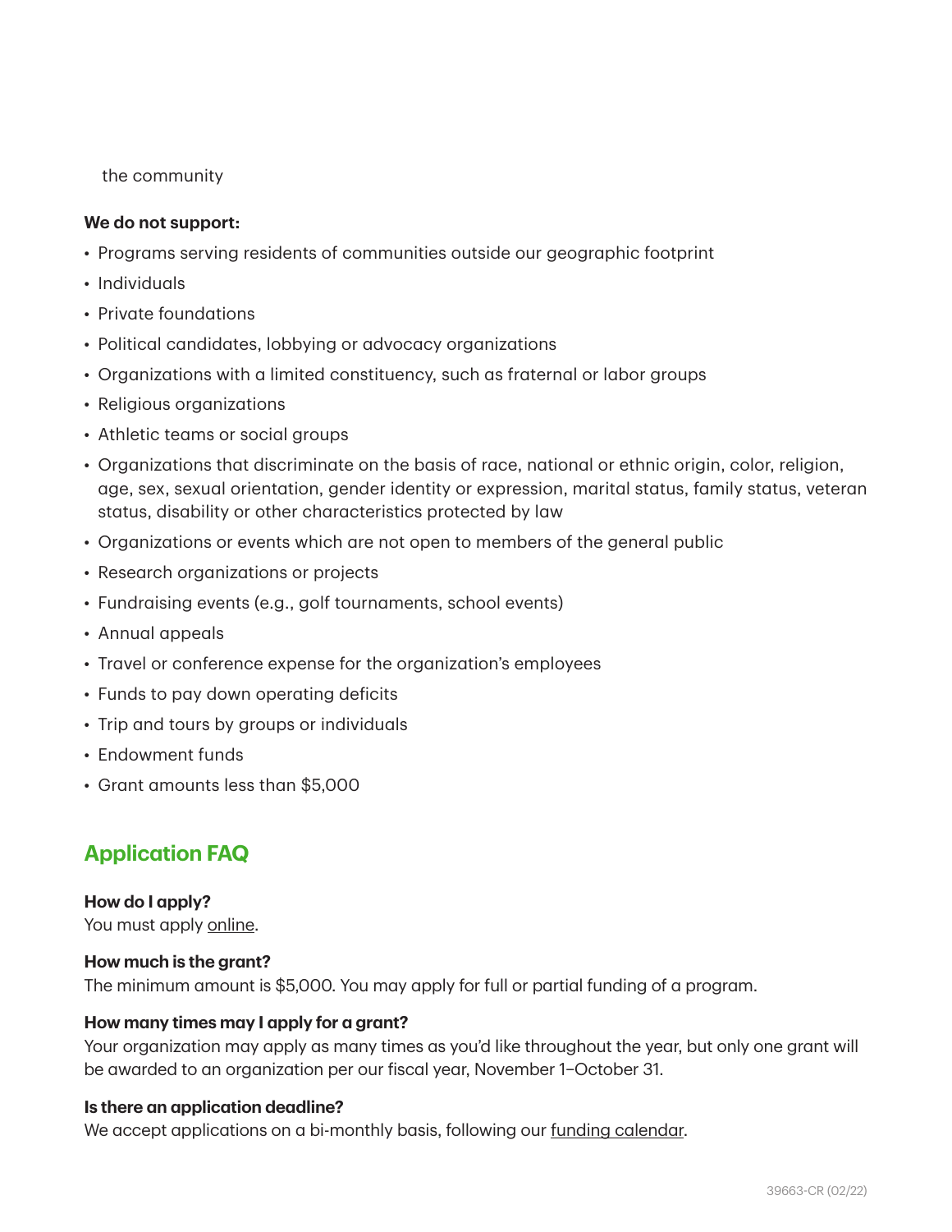the community

**We do not support:**

- Programs serving residents of communities outside our geographic footprint
- Individuals
- Private foundations
- Political candidates, lobbying or advocacy organizations
- Organizations with a limited constituency, such as fraternal or labor groups
- Religious organizations
- Athletic teams or social groups
- Organizations that discriminate on the basis of race, national or ethnic origin, color, religion, age, sex, sexual orientation, gender identity or expression, marital status, family status, veteran status, disability or other characteristics protected by law
- Organizations or events which are not open to members of the general public
- Research organizations or projects
- Fundraising events (e.g., golf tournaments, school events)
- Annual appeals
- Travel or conference expense for the organization's employees
- Funds to pay down operating deficits
- Trip and tours by groups or individuals
- Endowment funds
- Grant amounts less than $5,000

## Application FAQ

**How do I apply?**
You must apply online.

**How much is the grant?**
The minimum amount is $5,000. You may apply for full or partial funding of a program.

**How many times may I apply for a grant?**
Your organization may apply as many times as you'd like throughout the year, but only one grant will be awarded to an organization per our fiscal year, November 1–October 31.

**Is there an application deadline?**
We accept applications on a bi-monthly basis, following our funding calendar.

39663-CR (02/22)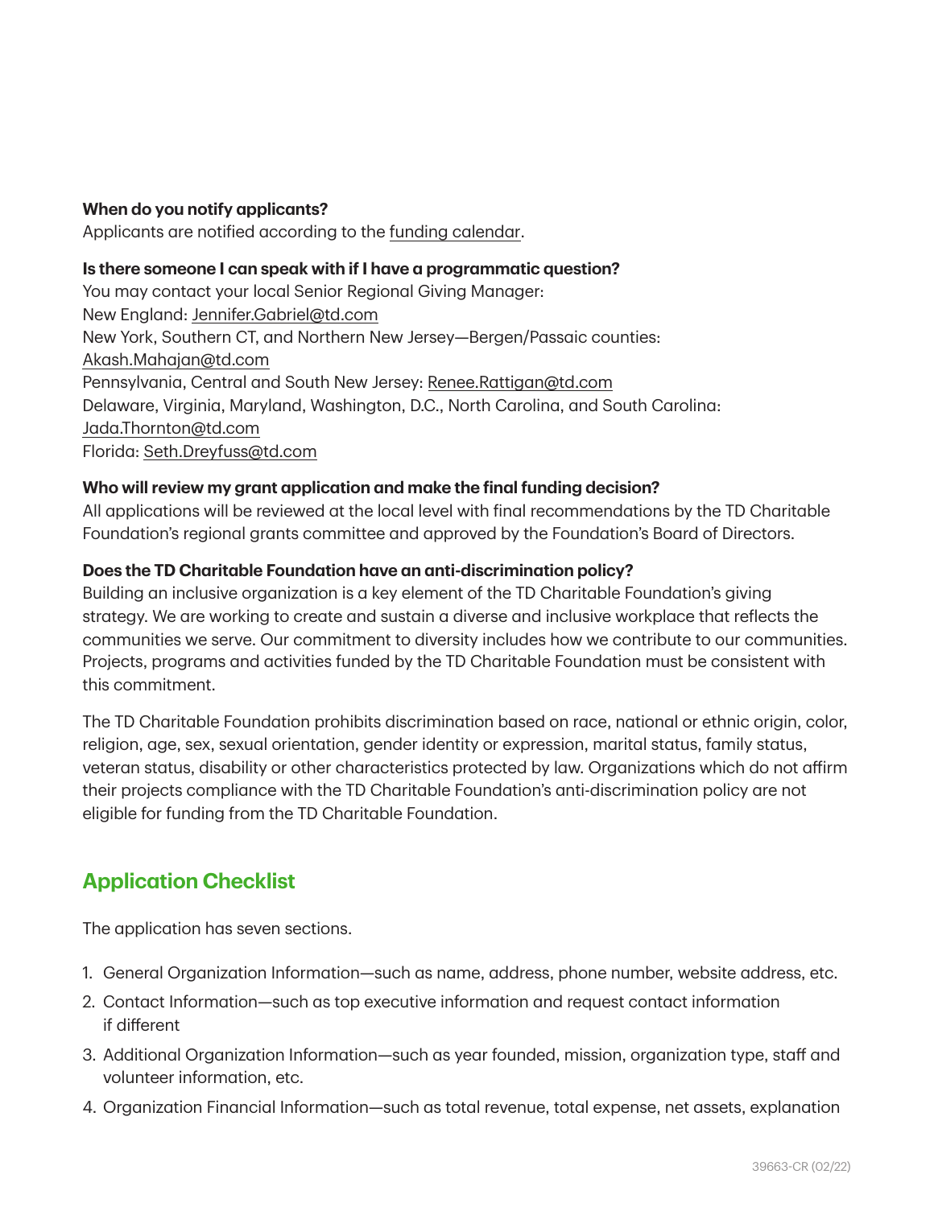**When do you notify applicants?**

Applicants are notified according to the funding calendar.

**Is there someone I can speak with if I have a programmatic question?**

You may contact your local Senior Regional Giving Manager:
New England: Jennifer.Gabriel@td.com
New York, Southern CT, and Northern New Jersey—Bergen/Passaic counties: Akash.Mahajan@td.com
Pennsylvania, Central and South New Jersey: Renee.Rattigan@td.com
Delaware, Virginia, Maryland, Washington, D.C., North Carolina, and South Carolina: Jada.Thornton@td.com
Florida: Seth.Dreyfuss@td.com

**Who will review my grant application and make the final funding decision?**

All applications will be reviewed at the local level with final recommendations by the TD Charitable Foundation's regional grants committee and approved by the Foundation's Board of Directors.

**Does the TD Charitable Foundation have an anti-discrimination policy?**

Building an inclusive organization is a key element of the TD Charitable Foundation's giving strategy. We are working to create and sustain a diverse and inclusive workplace that reflects the communities we serve. Our commitment to diversity includes how we contribute to our communities. Projects, programs and activities funded by the TD Charitable Foundation must be consistent with this commitment.

The TD Charitable Foundation prohibits discrimination based on race, national or ethnic origin, color, religion, age, sex, sexual orientation, gender identity or expression, marital status, family status, veteran status, disability or other characteristics protected by law. Organizations which do not affirm their projects compliance with the TD Charitable Foundation's anti-discrimination policy are not eligible for funding from the TD Charitable Foundation.

## Application Checklist

The application has seven sections.

1. General Organization Information—such as name, address, phone number, website address, etc.
2. Contact Information—such as top executive information and request contact information if different
3. Additional Organization Information—such as year founded, mission, organization type, staff and volunteer information, etc.
4. Organization Financial Information—such as total revenue, total expense, net assets, explanation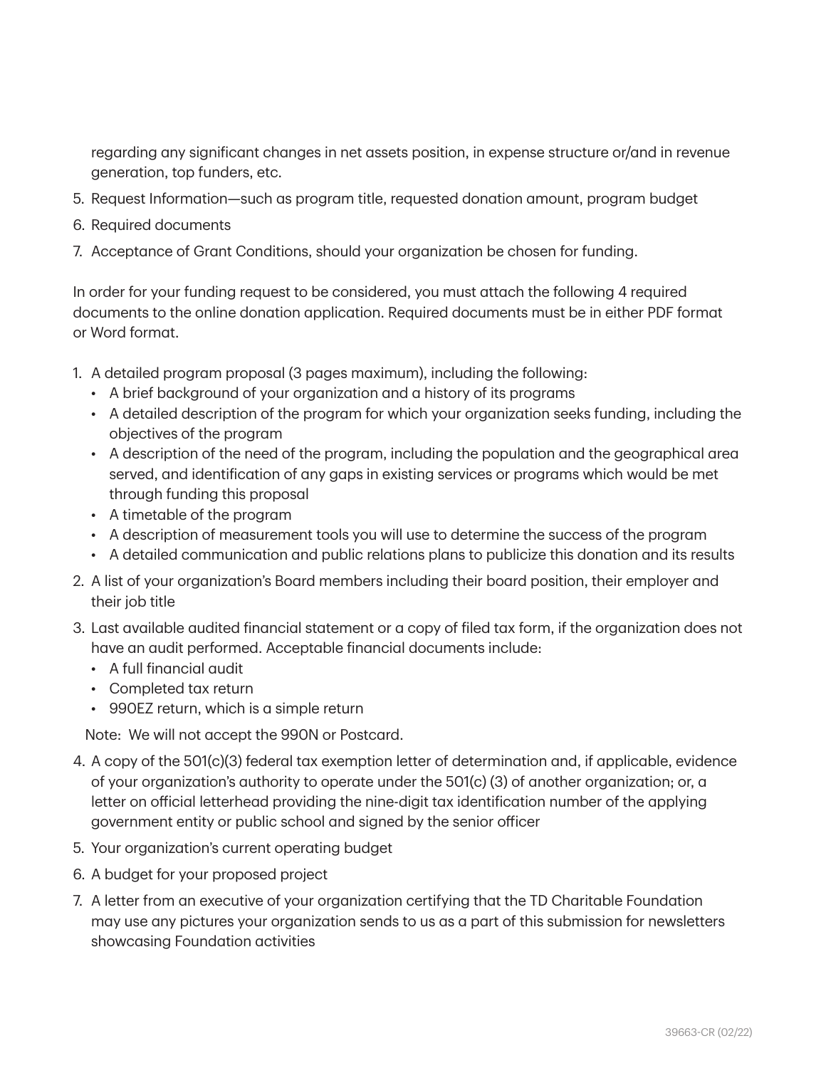regarding any significant changes in net assets position, in expense structure or/and in revenue generation, top funders, etc.

5. Request Information—such as program title, requested donation amount, program budget
6. Required documents
7. Acceptance of Grant Conditions, should your organization be chosen for funding.

In order for your funding request to be considered, you must attach the following 4 required documents to the online donation application. Required documents must be in either PDF format or Word format.

1. A detailed program proposal (3 pages maximum), including the following:
   - A brief background of your organization and a history of its programs
   - A detailed description of the program for which your organization seeks funding, including the objectives of the program
   - A description of the need of the program, including the population and the geographical area served, and identification of any gaps in existing services or programs which would be met through funding this proposal
   - A timetable of the program
   - A description of measurement tools you will use to determine the success of the program
   - A detailed communication and public relations plans to publicize this donation and its results
2. A list of your organization's Board members including their board position, their employer and their job title
3. Last available audited financial statement or a copy of filed tax form, if the organization does not have an audit performed. Acceptable financial documents include:
   - A full financial audit
   - Completed tax return
   - 990EZ return, which is a simple return

   Note: We will not accept the 990N or Postcard.
4. A copy of the 501(c)(3) federal tax exemption letter of determination and, if applicable, evidence of your organization's authority to operate under the 501(c) (3) of another organization; or, a letter on official letterhead providing the nine-digit tax identification number of the applying government entity or public school and signed by the senior officer
5. Your organization's current operating budget
6. A budget for your proposed project
7. A letter from an executive of your organization certifying that the TD Charitable Foundation may use any pictures your organization sends to us as a part of this submission for newsletters showcasing Foundation activities

39663-CR (02/22)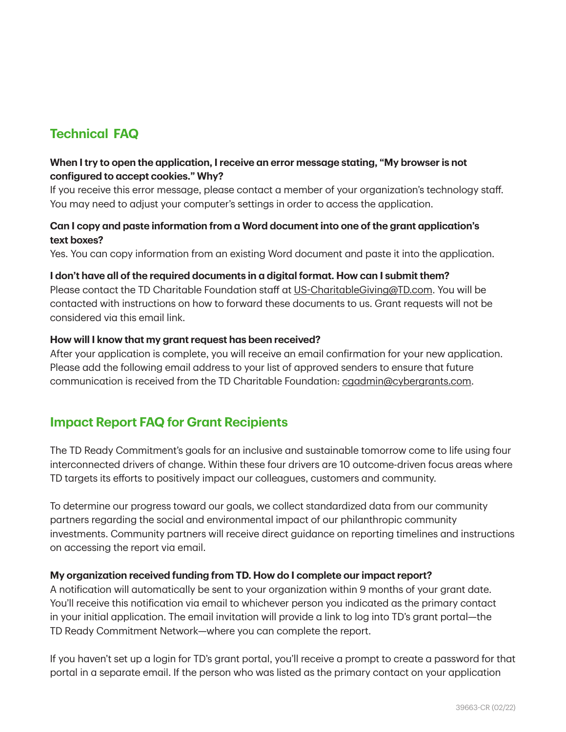## Technical FAQ

**When I try to open the application, I receive an error message stating, "My browser is not configured to accept cookies." Why?**
If you receive this error message, please contact a member of your organization's technology staff. You may need to adjust your computer's settings in order to access the application.

**Can I copy and paste information from a Word document into one of the grant application's text boxes?**
Yes. You can copy information from an existing Word document and paste it into the application.

**I don't have all of the required documents in a digital format. How can I submit them?**
Please contact the TD Charitable Foundation staff at US-CharitableGiving@TD.com. You will be contacted with instructions on how to forward these documents to us. Grant requests will not be considered via this email link.

**How will I know that my grant request has been received?**
After your application is complete, you will receive an email confirmation for your new application. Please add the following email address to your list of approved senders to ensure that future communication is received from the TD Charitable Foundation: cgadmin@cybergrants.com.

## Impact Report FAQ for Grant Recipients

The TD Ready Commitment's goals for an inclusive and sustainable tomorrow come to life using four interconnected drivers of change. Within these four drivers are 10 outcome-driven focus areas where TD targets its efforts to positively impact our colleagues, customers and community.

To determine our progress toward our goals, we collect standardized data from our community partners regarding the social and environmental impact of our philanthropic community investments. Community partners will receive direct guidance on reporting timelines and instructions on accessing the report via email.

**My organization received funding from TD. How do I complete our impact report?**
A notification will automatically be sent to your organization within 9 months of your grant date. You'll receive this notification via email to whichever person you indicated as the primary contact in your initial application. The email invitation will provide a link to log into TD's grant portal—the TD Ready Commitment Network—where you can complete the report.

If you haven't set up a login for TD's grant portal, you'll receive a prompt to create a password for that portal in a separate email. If the person who was listed as the primary contact on your application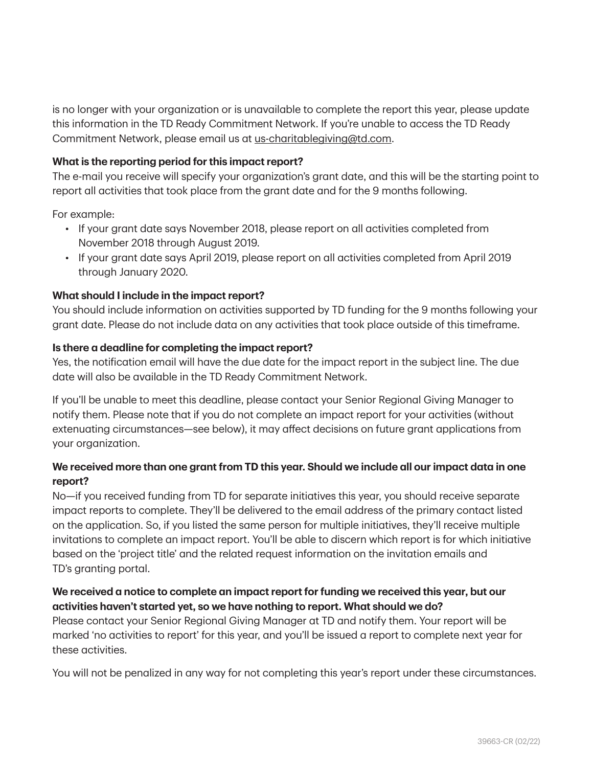is no longer with your organization or is unavailable to complete the report this year, please update this information in the TD Ready Commitment Network. If you're unable to access the TD Ready Commitment Network, please email us at us-charitablegiving@td.com.

**What is the reporting period for this impact report?**

The e-mail you receive will specify your organization's grant date, and this will be the starting point to report all activities that took place from the grant date and for the 9 months following.

For example:

- If your grant date says November 2018, please report on all activities completed from November 2018 through August 2019.
- If your grant date says April 2019, please report on all activities completed from April 2019 through January 2020.

**What should I include in the impact report?**

You should include information on activities supported by TD funding for the 9 months following your grant date. Please do not include data on any activities that took place outside of this timeframe.

**Is there a deadline for completing the impact report?**

Yes, the notification email will have the due date for the impact report in the subject line. The due date will also be available in the TD Ready Commitment Network.

If you'll be unable to meet this deadline, please contact your Senior Regional Giving Manager to notify them. Please note that if you do not complete an impact report for your activities (without extenuating circumstances—see below), it may affect decisions on future grant applications from your organization.

**We received more than one grant from TD this year. Should we include all our impact data in one report?**

No—if you received funding from TD for separate initiatives this year, you should receive separate impact reports to complete. They'll be delivered to the email address of the primary contact listed on the application. So, if you listed the same person for multiple initiatives, they'll receive multiple invitations to complete an impact report. You'll be able to discern which report is for which initiative based on the 'project title' and the related request information on the invitation emails and TD's granting portal.

**We received a notice to complete an impact report for funding we received this year, but our activities haven't started yet, so we have nothing to report. What should we do?**

Please contact your Senior Regional Giving Manager at TD and notify them. Your report will be marked 'no activities to report' for this year, and you'll be issued a report to complete next year for these activities.

You will not be penalized in any way for not completing this year's report under these circumstances.

39663-CR (02/22)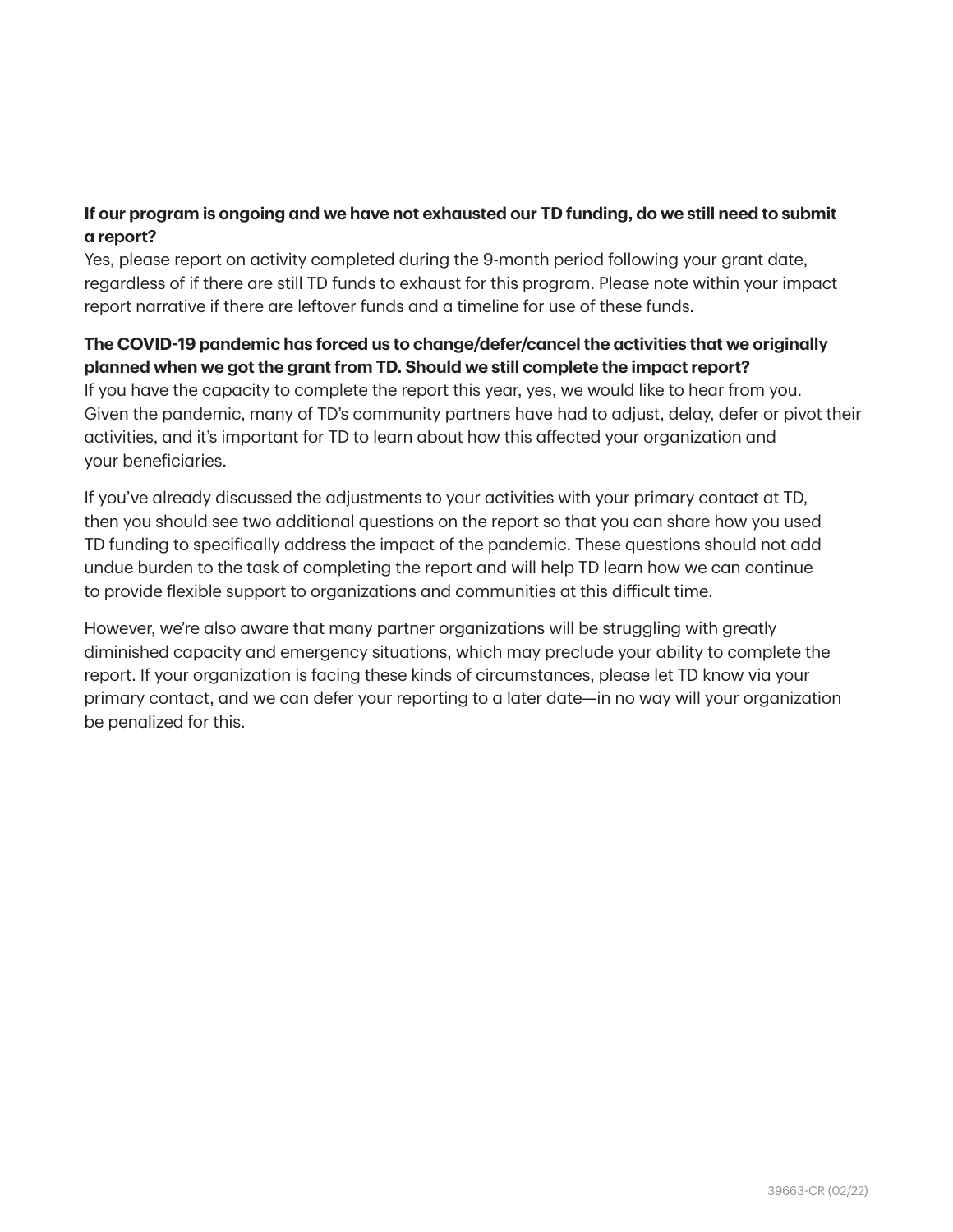**If our program is ongoing and we have not exhausted our TD funding, do we still need to submit a report?**

Yes, please report on activity completed during the 9-month period following your grant date, regardless of if there are still TD funds to exhaust for this program. Please note within your impact report narrative if there are leftover funds and a timeline for use of these funds.

**The COVID-19 pandemic has forced us to change/defer/cancel the activities that we originally planned when we got the grant from TD. Should we still complete the impact report?**

If you have the capacity to complete the report this year, yes, we would like to hear from you. Given the pandemic, many of TD's community partners have had to adjust, delay, defer or pivot their activities, and it's important for TD to learn about how this affected your organization and your beneficiaries.

If you've already discussed the adjustments to your activities with your primary contact at TD, then you should see two additional questions on the report so that you can share how you used TD funding to specifically address the impact of the pandemic. These questions should not add undue burden to the task of completing the report and will help TD learn how we can continue to provide flexible support to organizations and communities at this difficult time.

However, we're also aware that many partner organizations will be struggling with greatly diminished capacity and emergency situations, which may preclude your ability to complete the report. If your organization is facing these kinds of circumstances, please let TD know via your primary contact, and we can defer your reporting to a later date—in no way will your organization be penalized for this.

39663-CR (02/22)